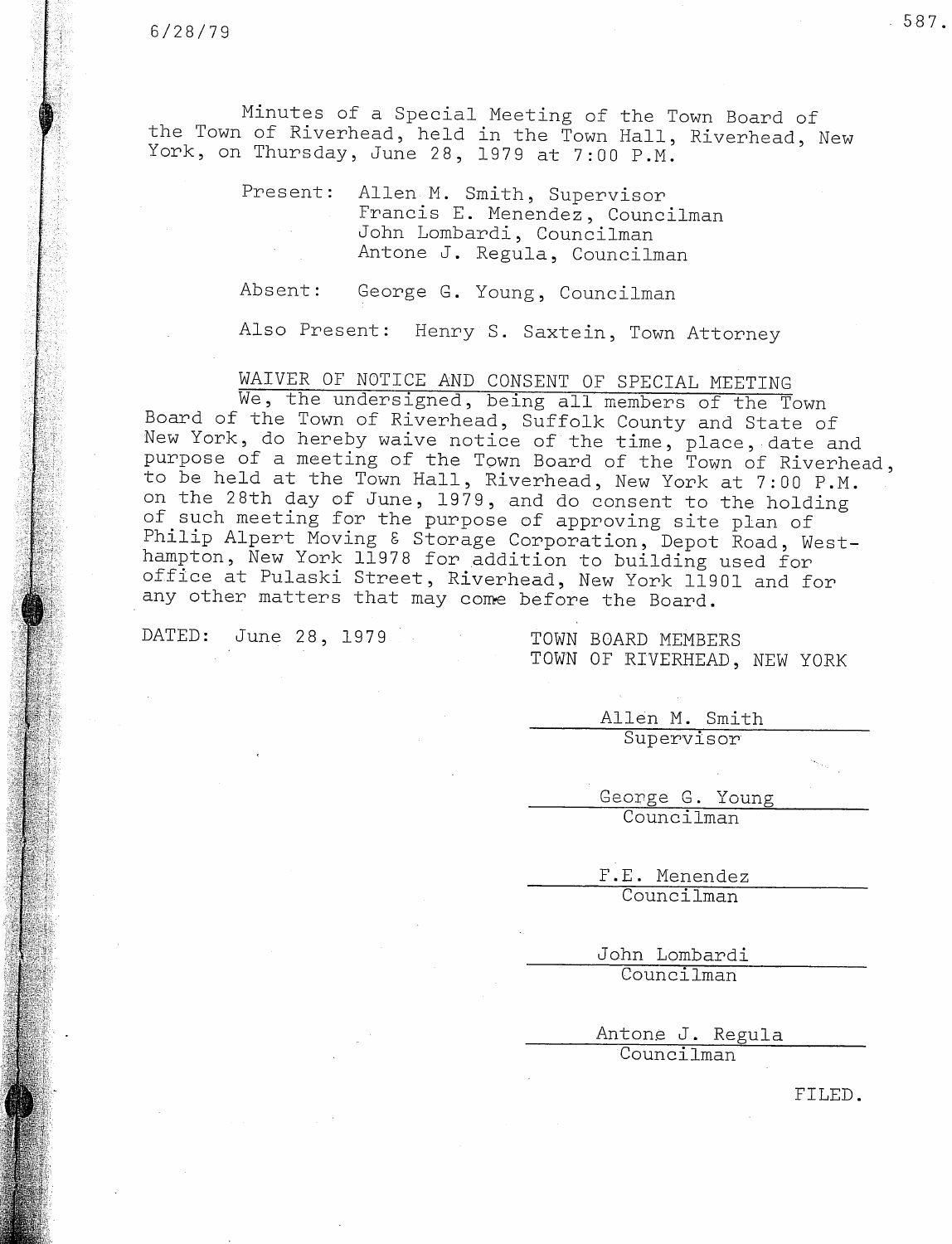6/28/79

Minutes of a Special Meeting of the Town Board of the Town of Riverhead, held in the Town Hall, Riverhead, New York, on Thursday, June 28, 1979 at 7:00 P.M.

Present: Allen M. Smith, Supervisor
Francis E. Menendez, Councilman
John Lombardi, Councilman
Antone J. Regula, Councilman

Absent: George G. Young, Councilman

Also Present: Henry S. Saxtein, Town Attorney

WAIVER OF NOTICE AND CONSENT OF SPECIAL MEETING

We, the undersigned, being all members of the Town Board of the Town of Riverhead, Suffolk County and State of New York, do hereby waive notice of the time, place, date and purpose of a meeting of the Town Board of the Town of Riverhead, to be held at the Town Hall, Riverhead, New York at 7:00 P.M. on the 28th day of June, 1979, and do consent to the holding of such meeting for the purpose of approving site plan of Philip Alpert Moving & Storage Corporation, Depot Road, Westhampton, New York 11978 for addition to building used for office at Pulaski Street, Riverhead, New York 11901 and for any other matters that may come before the Board.

DATED: June 28, 1979

TOWN BOARD MEMBERS
TOWN OF RIVERHEAD, NEW YORK

Allen M. Smith
Supervisor

George G. Young
Councilman

F.E. Menendez
Councilman

John Lombardi
Councilman

Antone J. Regula
Councilman

FILED.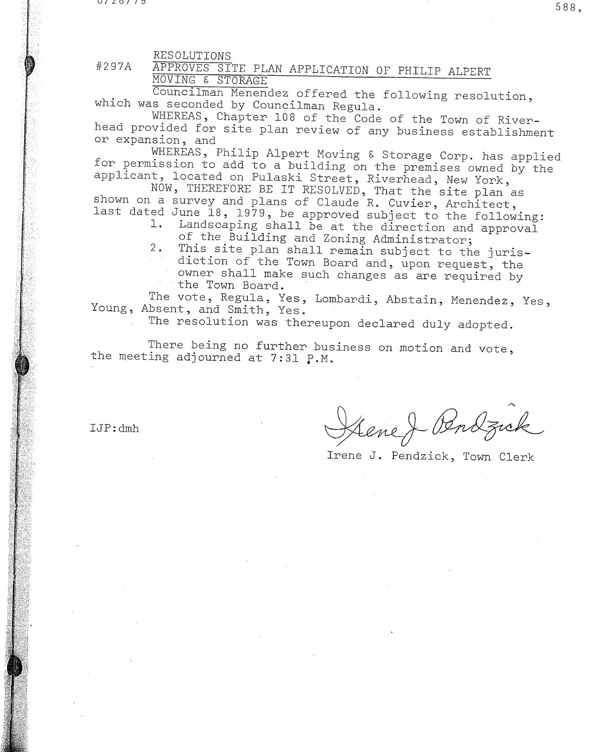RESOLUTIONS

#297A APPROVES SITE PLAN APPLICATION OF PHILIP ALPERT MOVING & STORAGE

Councilman Menendez offered the following resolution, which was seconded by Councilman Regula.

WHEREAS, Chapter 108 of the Code of the Town of Riverhead provided for site plan review of any business establishment or expansion, and

WHEREAS, Philip Alpert Moving & Storage Corp. has applied for permission to add to a building on the premises owned by the applicant, located on Pulaski Street, Riverhead, New York,

NOW, THEREFORE BE IT RESOLVED, That the site plan as shown on a survey and plans of Claude R. Cuvier, Architect, last dated June 18, 1979, be approved subject to the following:

1. Landscaping shall be at the direction and approval of the Building and Zoning Administrator;
2. This site plan shall remain subject to the jurisdiction of the Town Board and, upon request, the owner shall make such changes as are required by the Town Board.

The vote, Regula, Yes, Lombardi, Abstain, Menendez, Yes, Young, Absent, and Smith, Yes.

The resolution was thereupon declared duly adopted.

There being no further business on motion and vote, the meeting adjourned at 7:31 P.M.

IJP:dmh

Irene J. Pendzick

Irene J. Pendzick, Town Clerk